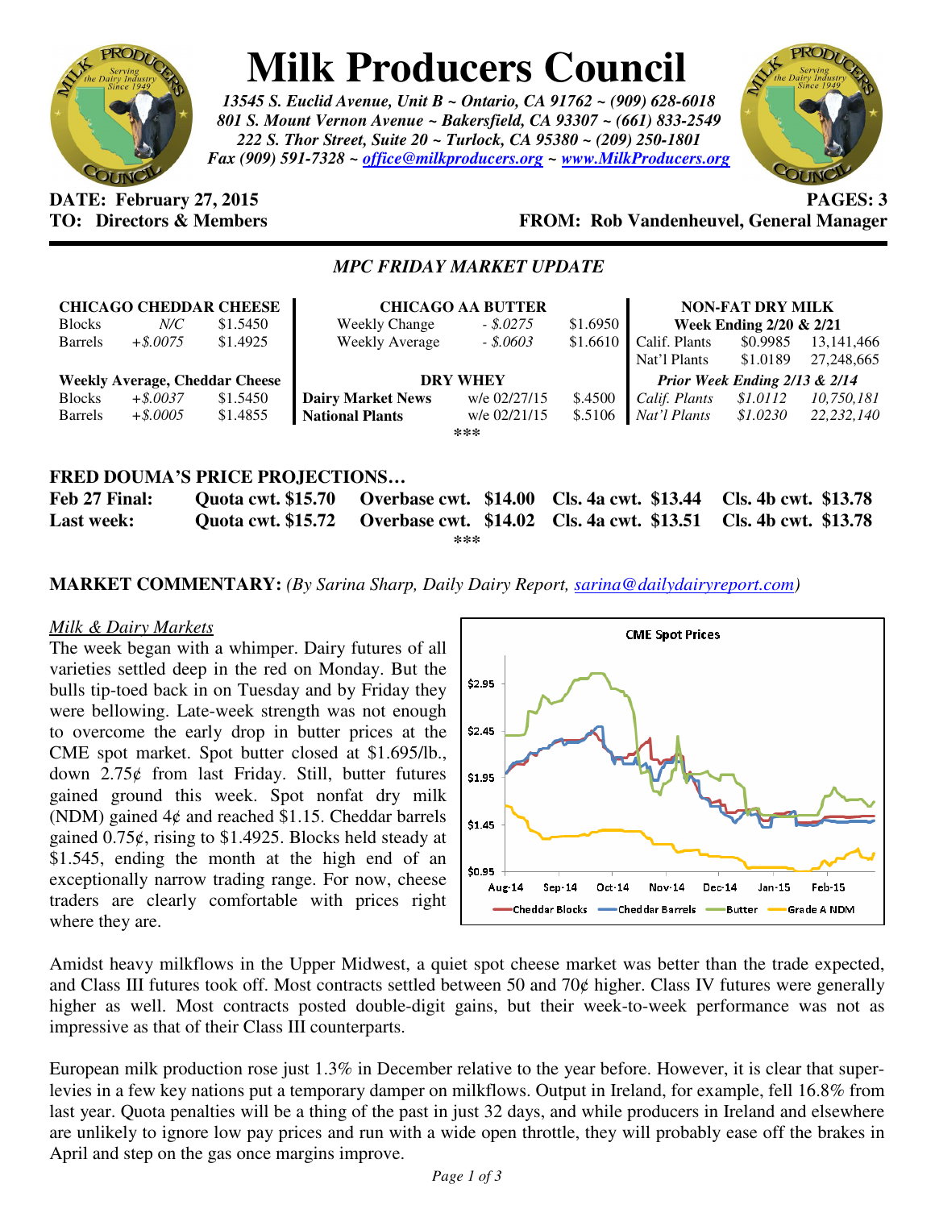# Milk Producers Council

*13545 S. Euclid Avenue, Unit B ~ Ontario, CA 91762 ~ (909) 628-6018*
*801 S. Mount Vernon Avenue ~ Bakersfield, CA 93307 ~ (661) 833-2549*
*222 S. Thor Street, Suite 20 ~ Turlock, CA 95380 ~ (209) 250-1801*
*Fax (909) 591-7328 ~ office@milkproducers.org ~ www.MilkProducers.org*

**DATE: February 27, 2015** **PAGES: 3**
**TO: Directors & Members** **FROM: Rob Vandenheuvel, General Manager**

## *MPC FRIDAY MARKET UPDATE*

| **CHICAGO CHEDDAR CHEESE** | | |
|---|---|---|
| Blocks | *N/C* | $1.5450 |
| Barrels | *+$.0075* | $1.4925 |
| **Weekly Average, Cheddar Cheese** | | |
| Blocks | *+$.0037* | $1.5450 |
| Barrels | *+$.0005* | $1.4855 |

| **CHICAGO AA BUTTER** | | |
|---|---|---|
| Weekly Change | *- $.0275* | $1.6950 |
| Weekly Average | *- $.0603* | $1.6610 |
| **DRY WHEY** | | |
| **Dairy Market News** | w/e 02/27/15 | $.4500 |
| **National Plants** | w/e 02/21/15 | $.5106 |

| **NON-FAT DRY MILK** | | |
|---|---|---|
| **Week Ending 2/20 & 2/21** | | |
| Calif. Plants | $0.9985 | 13,141,466 |
| Nat'l Plants | $1.0189 | 27,248,665 |
| ***Prior Week Ending 2/13 & 2/14*** | | |
| *Calif. Plants* | *$1.0112* | *10,750,181* |
| *Nat'l Plants* | *$1.0230* | *22,232,140* |

\*\*\*

**FRED DOUMA'S PRICE PROJECTIONS…**

| | | | | |
|---|---|---|---|---|
| **Feb 27 Final:** | **Quota cwt. $15.70** | **Overbase cwt. $14.00** | **Cls. 4a cwt. $13.44** | **Cls. 4b cwt. $13.78** |
| **Last week:** | **Quota cwt. $15.72** | **Overbase cwt. $14.02** | **Cls. 4a cwt. $13.51** | **Cls. 4b cwt. $13.78** |

\*\*\*

**MARKET COMMENTARY:** *(By Sarina Sharp, Daily Dairy Report, sarina@dailydairyreport.com)*

*Milk & Dairy Markets*

The week began with a whimper. Dairy futures of all varieties settled deep in the red on Monday. But the bulls tip-toed back in on Tuesday and by Friday they were bellowing. Late-week strength was not enough to overcome the early drop in butter prices at the CME spot market. Spot butter closed at $1.695/lb., down 2.75¢ from last Friday. Still, butter futures gained ground this week. Spot nonfat dry milk (NDM) gained 4¢ and reached $1.15. Cheddar barrels gained 0.75¢, rising to $1.4925. Blocks held steady at $1.545, ending the month at the high end of an exceptionally narrow trading range. For now, cheese traders are clearly comfortable with prices right where they are.

Amidst heavy milkflows in the Upper Midwest, a quiet spot cheese market was better than the trade expected, and Class III futures took off. Most contracts settled between 50 and 70¢ higher. Class IV futures were generally higher as well. Most contracts posted double-digit gains, but their week-to-week performance was not as impressive as that of their Class III counterparts.

European milk production rose just 1.3% in December relative to the year before. However, it is clear that super-levies in a few key nations put a temporary damper on milkflows. Output in Ireland, for example, fell 16.8% from last year. Quota penalties will be a thing of the past in just 32 days, and while producers in Ireland and elsewhere are unlikely to ignore low pay prices and run with a wide open throttle, they will probably ease off the brakes in April and step on the gas once margins improve.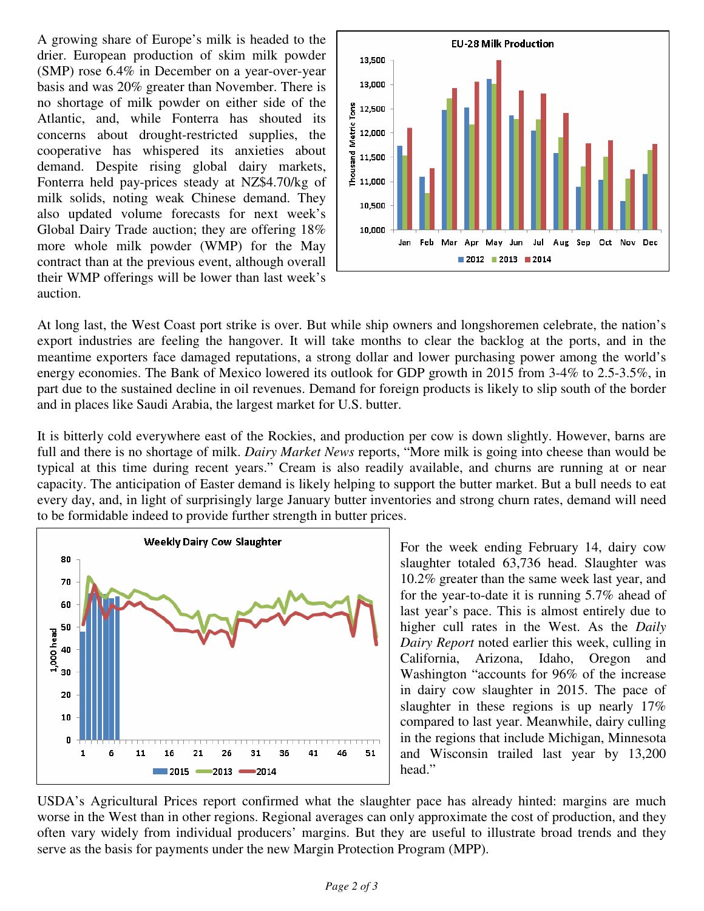A growing share of Europe's milk is headed to the drier. European production of skim milk powder (SMP) rose 6.4% in December on a year-over-year basis and was 20% greater than November. There is no shortage of milk powder on either side of the Atlantic, and, while Fonterra has shouted its concerns about drought-restricted supplies, the cooperative has whispered its anxieties about demand. Despite rising global dairy markets, Fonterra held pay-prices steady at NZ$4.70/kg of milk solids, noting weak Chinese demand. They also updated volume forecasts for next week's Global Dairy Trade auction; they are offering 18% more whole milk powder (WMP) for the May contract than at the previous event, although overall their WMP offerings will be lower than last week's auction.

At long last, the West Coast port strike is over. But while ship owners and longshoremen celebrate, the nation's export industries are feeling the hangover. It will take months to clear the backlog at the ports, and in the meantime exporters face damaged reputations, a strong dollar and lower purchasing power among the world's energy economies. The Bank of Mexico lowered its outlook for GDP growth in 2015 from 3-4% to 2.5-3.5%, in part due to the sustained decline in oil revenues. Demand for foreign products is likely to slip south of the border and in places like Saudi Arabia, the largest market for U.S. butter.

It is bitterly cold everywhere east of the Rockies, and production per cow is down slightly. However, barns are full and there is no shortage of milk. *Dairy Market News* reports, "More milk is going into cheese than would be typical at this time during recent years." Cream is also readily available, and churns are running at or near capacity. The anticipation of Easter demand is likely helping to support the butter market. But a bull needs to eat every day, and, in light of surprisingly large January butter inventories and strong churn rates, demand will need to be formidable indeed to provide further strength in butter prices.

For the week ending February 14, dairy cow slaughter totaled 63,736 head. Slaughter was 10.2% greater than the same week last year, and for the year-to-date it is running 5.7% ahead of last year's pace. This is almost entirely due to higher cull rates in the West. As the *Daily Dairy Report* noted earlier this week, culling in California, Arizona, Idaho, Oregon and Washington "accounts for 96% of the increase in dairy cow slaughter in 2015. The pace of slaughter in these regions is up nearly 17% compared to last year. Meanwhile, dairy culling in the regions that include Michigan, Minnesota and Wisconsin trailed last year by 13,200 head."

USDA's Agricultural Prices report confirmed what the slaughter pace has already hinted: margins are much worse in the West than in other regions. Regional averages can only approximate the cost of production, and they often vary widely from individual producers' margins. But they are useful to illustrate broad trends and they serve as the basis for payments under the new Margin Protection Program (MPP).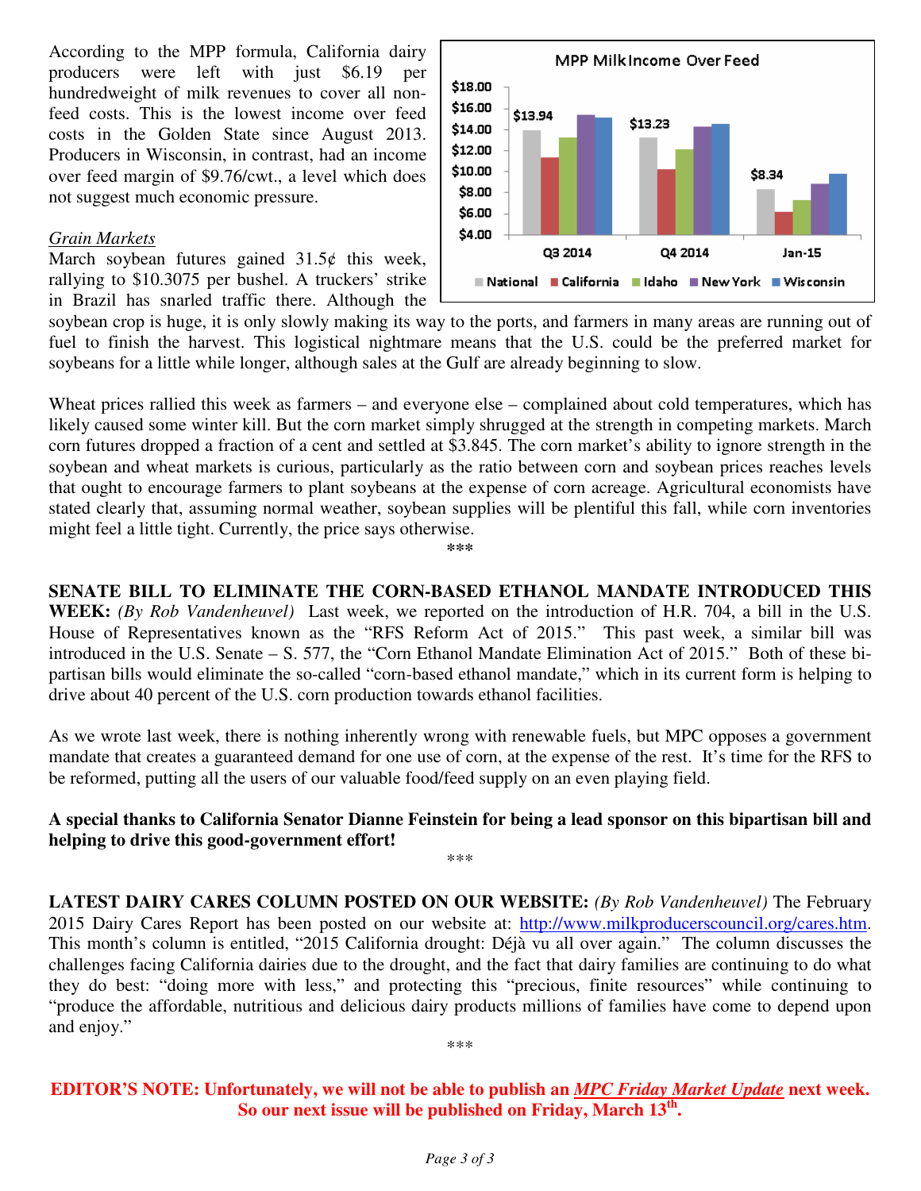According to the MPP formula, California dairy producers were left with just $6.19 per hundredweight of milk revenues to cover all non-feed costs. This is the lowest income over feed costs in the Golden State since August 2013. Producers in Wisconsin, in contrast, had an income over feed margin of $9.76/cwt., a level which does not suggest much economic pressure.

MPP Milk Income Over Feed

$18.00
$16.00
$14.00
$12.00
$10.00
$8.00
$6.00
$4.00

$13.94
$13.23
$8.34

Q3 2014
Q4 2014
Jan-15

National
California
Idaho
New York
Wisconsin

*Grain Markets*

March soybean futures gained 31.5¢ this week, rallying to $10.3075 per bushel. A truckers' strike in Brazil has snarled traffic there. Although the soybean crop is huge, it is only slowly making its way to the ports, and farmers in many areas are running out of fuel to finish the harvest. This logistical nightmare means that the U.S. could be the preferred market for soybeans for a little while longer, although sales at the Gulf are already beginning to slow.

Wheat prices rallied this week as farmers – and everyone else – complained about cold temperatures, which has likely caused some winter kill. But the corn market simply shrugged at the strength in competing markets. March corn futures dropped a fraction of a cent and settled at $3.845. The corn market's ability to ignore strength in the soybean and wheat markets is curious, particularly as the ratio between corn and soybean prices reaches levels that ought to encourage farmers to plant soybeans at the expense of corn acreage. Agricultural economists have stated clearly that, assuming normal weather, soybean supplies will be plentiful this fall, while corn inventories might feel a little tight. Currently, the price says otherwise.

\*\*\*

**SENATE BILL TO ELIMINATE THE CORN-BASED ETHANOL MANDATE INTRODUCED THIS WEEK:** *(By Rob Vandenheuvel)* Last week, we reported on the introduction of H.R. 704, a bill in the U.S. House of Representatives known as the "RFS Reform Act of 2015." This past week, a similar bill was introduced in the U.S. Senate – S. 577, the "Corn Ethanol Mandate Elimination Act of 2015." Both of these bi-partisan bills would eliminate the so-called "corn-based ethanol mandate," which in its current form is helping to drive about 40 percent of the U.S. corn production towards ethanol facilities.

As we wrote last week, there is nothing inherently wrong with renewable fuels, but MPC opposes a government mandate that creates a guaranteed demand for one use of corn, at the expense of the rest. It's time for the RFS to be reformed, putting all the users of our valuable food/feed supply on an even playing field.

**A special thanks to California Senator Dianne Feinstein for being a lead sponsor on this bipartisan bill and helping to drive this good-government effort!**

\*\*\*

**LATEST DAIRY CARES COLUMN POSTED ON OUR WEBSITE:** *(By Rob Vandenheuvel)* The February 2015 Dairy Cares Report has been posted on our website at: http://www.milkproducerscouncil.org/cares.htm. This month's column is entitled, "2015 California drought: Déjà vu all over again." The column discusses the challenges facing California dairies due to the drought, and the fact that dairy families are continuing to do what they do best: "doing more with less," and protecting this "precious, finite resources" while continuing to "produce the affordable, nutritious and delicious dairy products millions of families have come to depend upon and enjoy."

\*\*\*

**EDITOR'S NOTE: Unfortunately, we will not be able to publish an *MPC Friday Market Update* next week. So our next issue will be published on Friday, March 13th.**